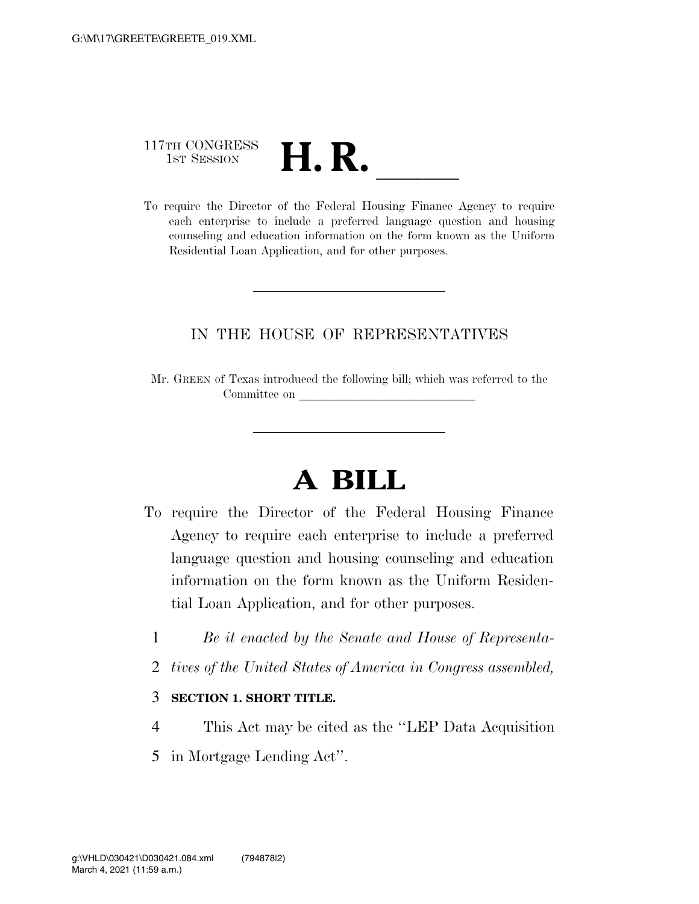117TH CONGRESS
1ST SESSION

# H. R. \_\_\_\_\_\_

To require the Director of the Federal Housing Finance Agency to require each enterprise to include a preferred language question and housing counseling and education information on the form known as the Uniform Residential Loan Application, and for other purposes.

---

IN THE HOUSE OF REPRESENTATIVES

Mr. GREEN of Texas introduced the following bill; which was referred to the Committee on \_\_\_\_\_\_\_\_\_\_\_\_\_\_\_\_\_\_\_\_\_\_\_\_\_\_\_\_

---

# A BILL

To require the Director of the Federal Housing Finance Agency to require each enterprise to include a preferred language question and housing counseling and education information on the form known as the Uniform Residential Loan Application, and for other purposes.

*Be it enacted by the Senate and House of Representatives of the United States of America in Congress assembled,*

**SECTION 1. SHORT TITLE.**

This Act may be cited as the ''LEP Data Acquisition in Mortgage Lending Act''.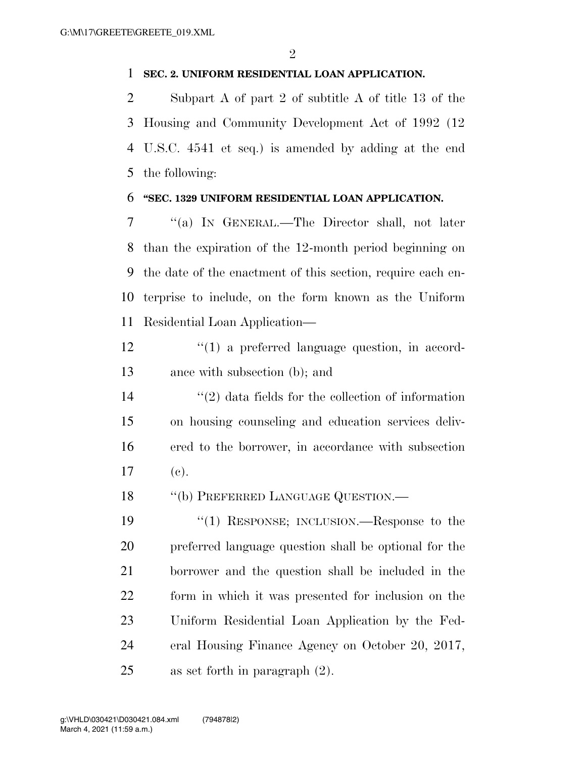**SEC. 2. UNIFORM RESIDENTIAL LOAN APPLICATION.**

Subpart A of part 2 of subtitle A of title 13 of the Housing and Community Development Act of 1992 (12 U.S.C. 4541 et seq.) is amended by adding at the end the following:

**"SEC. 1329 UNIFORM RESIDENTIAL LOAN APPLICATION.**

"(a) IN GENERAL.—The Director shall, not later than the expiration of the 12-month period beginning on the date of the enactment of this section, require each enterprise to include, on the form known as the Uniform Residential Loan Application—

"(1) a preferred language question, in accordance with subsection (b); and

"(2) data fields for the collection of information on housing counseling and education services delivered to the borrower, in accordance with subsection (c).

"(b) PREFERRED LANGUAGE QUESTION.—

"(1) RESPONSE; INCLUSION.—Response to the preferred language question shall be optional for the borrower and the question shall be included in the form in which it was presented for inclusion on the Uniform Residential Loan Application by the Federal Housing Finance Agency on October 20, 2017, as set forth in paragraph (2).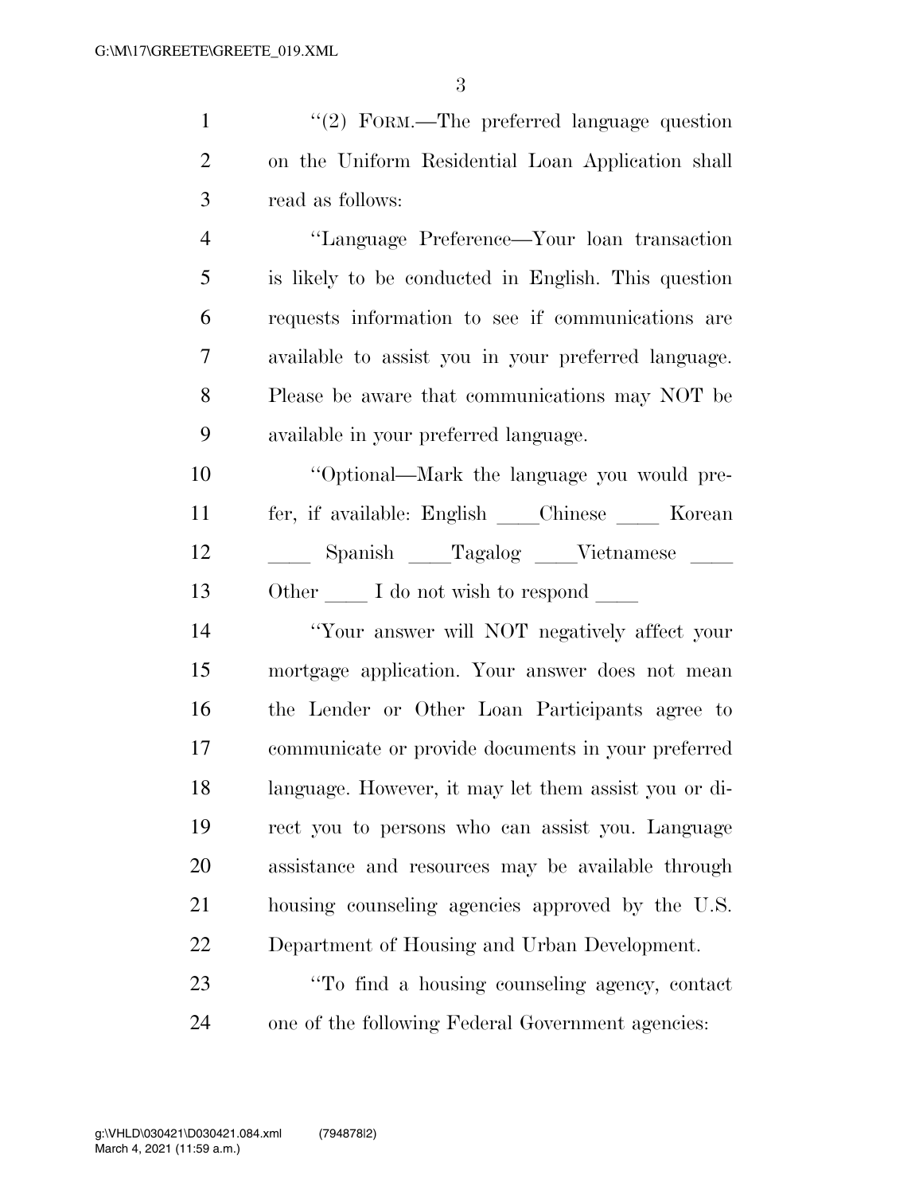"(2) FORM.—The preferred language question on the Uniform Residential Loan Application shall read as follows:

"Language Preference—Your loan transaction is likely to be conducted in English. This question requests information to see if communications are available to assist you in your preferred language. Please be aware that communications may NOT be available in your preferred language.

"Optional—Mark the language you would prefer, if available: English ____Chinese ____ Korean ____ Spanish ____Tagalog ____Vietnamese ____ Other ____ I do not wish to respond ____

"Your answer will NOT negatively affect your mortgage application. Your answer does not mean the Lender or Other Loan Participants agree to communicate or provide documents in your preferred language. However, it may let them assist you or direct you to persons who can assist you. Language assistance and resources may be available through housing counseling agencies approved by the U.S. Department of Housing and Urban Development.

"To find a housing counseling agency, contact one of the following Federal Government agencies: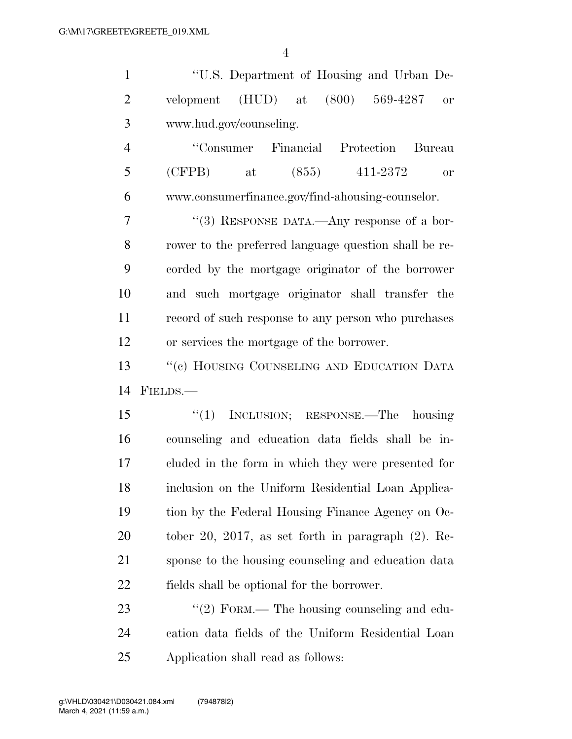"U.S. Department of Housing and Urban Development (HUD) at (800) 569-4287 or www.hud.gov/counseling.

"Consumer Financial Protection Bureau (CFPB) at (855) 411-2372 or www.consumerfinance.gov/find-ahousing-counselor.

"(3) RESPONSE DATA.—Any response of a borrower to the preferred language question shall be recorded by the mortgage originator of the borrower and such mortgage originator shall transfer the record of such response to any person who purchases or services the mortgage of the borrower.

"(c) HOUSING COUNSELING AND EDUCATION DATA FIELDS.—

"(1) INCLUSION; RESPONSE.—The housing counseling and education data fields shall be included in the form in which they were presented for inclusion on the Uniform Residential Loan Application by the Federal Housing Finance Agency on October 20, 2017, as set forth in paragraph (2). Response to the housing counseling and education data fields shall be optional for the borrower.

"(2) FORM.— The housing counseling and education data fields of the Uniform Residential Loan Application shall read as follows: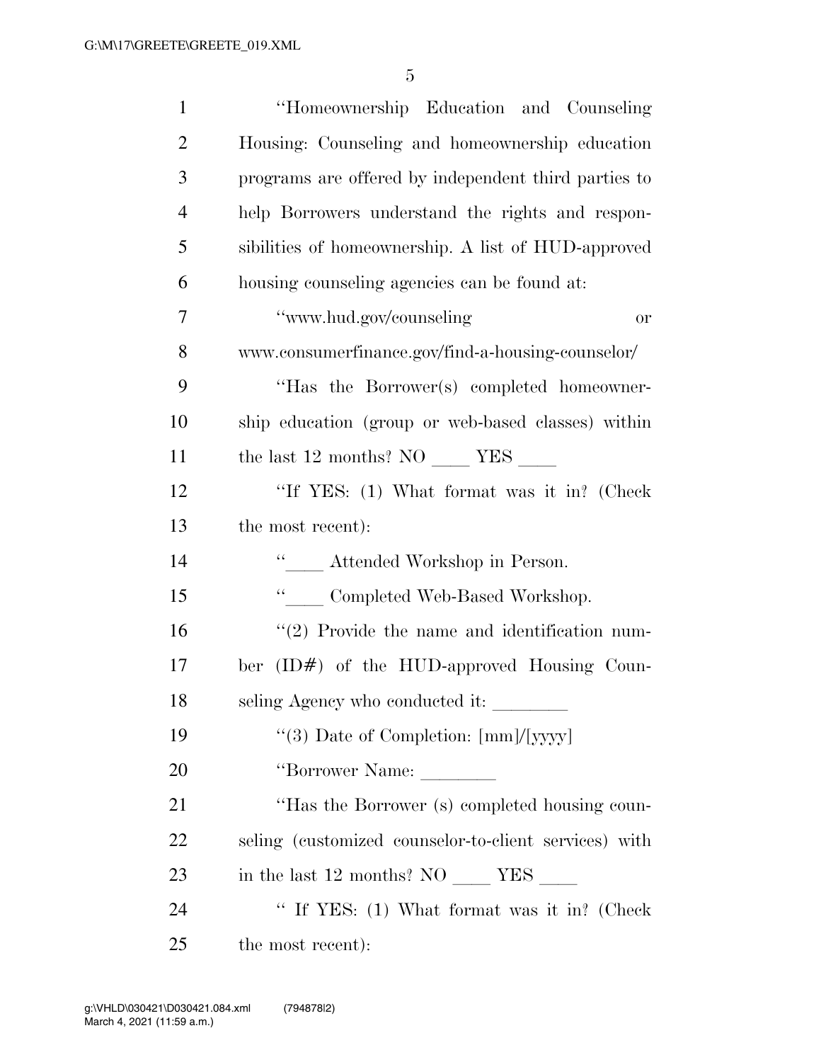"Homeownership Education and Counseling Housing: Counseling and homeownership education programs are offered by independent third parties to help Borrowers understand the rights and responsibilities of homeownership. A list of HUD-approved housing counseling agencies can be found at:

"www.hud.gov/counseling or www.consumerfinance.gov/find-a-housing-counselor/

"Has the Borrower(s) completed homeownership education (group or web-based classes) within the last 12 months? NO ____ YES ____

"If YES: (1) What format was it in? (Check the most recent):

"____ Attended Workshop in Person.

"____ Completed Web-Based Workshop.

"(2) Provide the name and identification number (ID#) of the HUD-approved Housing Counseling Agency who conducted it: ________

"(3) Date of Completion: [mm]/[yyyy]

"Borrower Name: ________

"Has the Borrower (s) completed housing counseling (customized counselor-to-client services) with in the last 12 months? NO ____ YES ____

" If YES: (1) What format was it in? (Check the most recent):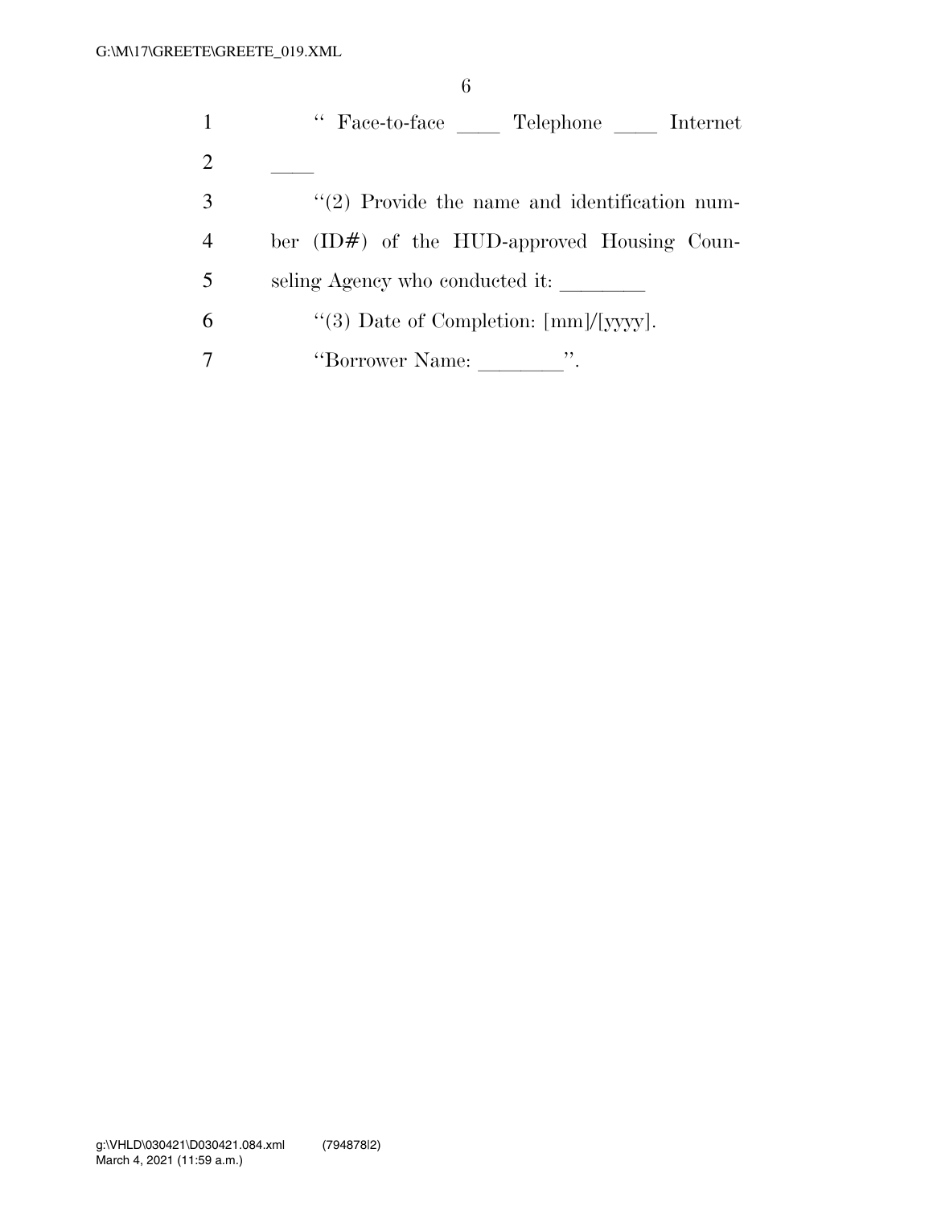" Face-to-face ____ Telephone ____ Internet ____

"(2) Provide the name and identification number (ID#) of the HUD-approved Housing Counseling Agency who conducted it: ________

"(3) Date of Completion: [mm]/[yyyy].

"Borrower Name: ________".